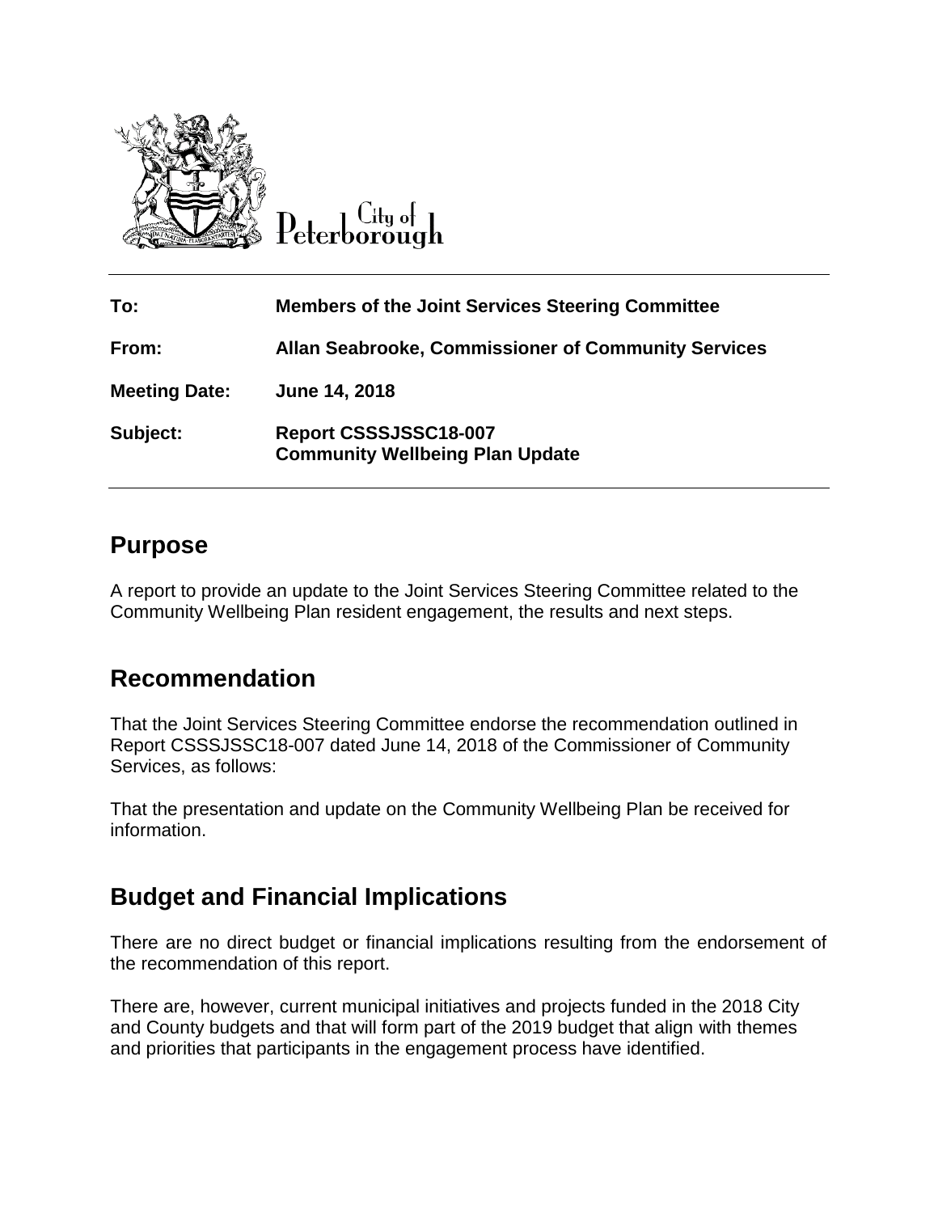City of Peterborough

| | |
|---|---|
| **To:** | **Members of the Joint Services Steering Committee** |
| **From:** | **Allan Seabrooke, Commissioner of Community Services** |
| **Meeting Date:** | **June 14, 2018** |
| **Subject:** | **Report CSSSJSSC18-007**<br>**Community Wellbeing Plan Update** |

## Purpose

A report to provide an update to the Joint Services Steering Committee related to the Community Wellbeing Plan resident engagement, the results and next steps.

## Recommendation

That the Joint Services Steering Committee endorse the recommendation outlined in Report CSSSJSSC18-007 dated June 14, 2018 of the Commissioner of Community Services, as follows:

That the presentation and update on the Community Wellbeing Plan be received for information.

## Budget and Financial Implications

There are no direct budget or financial implications resulting from the endorsement of the recommendation of this report.

There are, however, current municipal initiatives and projects funded in the 2018 City and County budgets and that will form part of the 2019 budget that align with themes and priorities that participants in the engagement process have identified.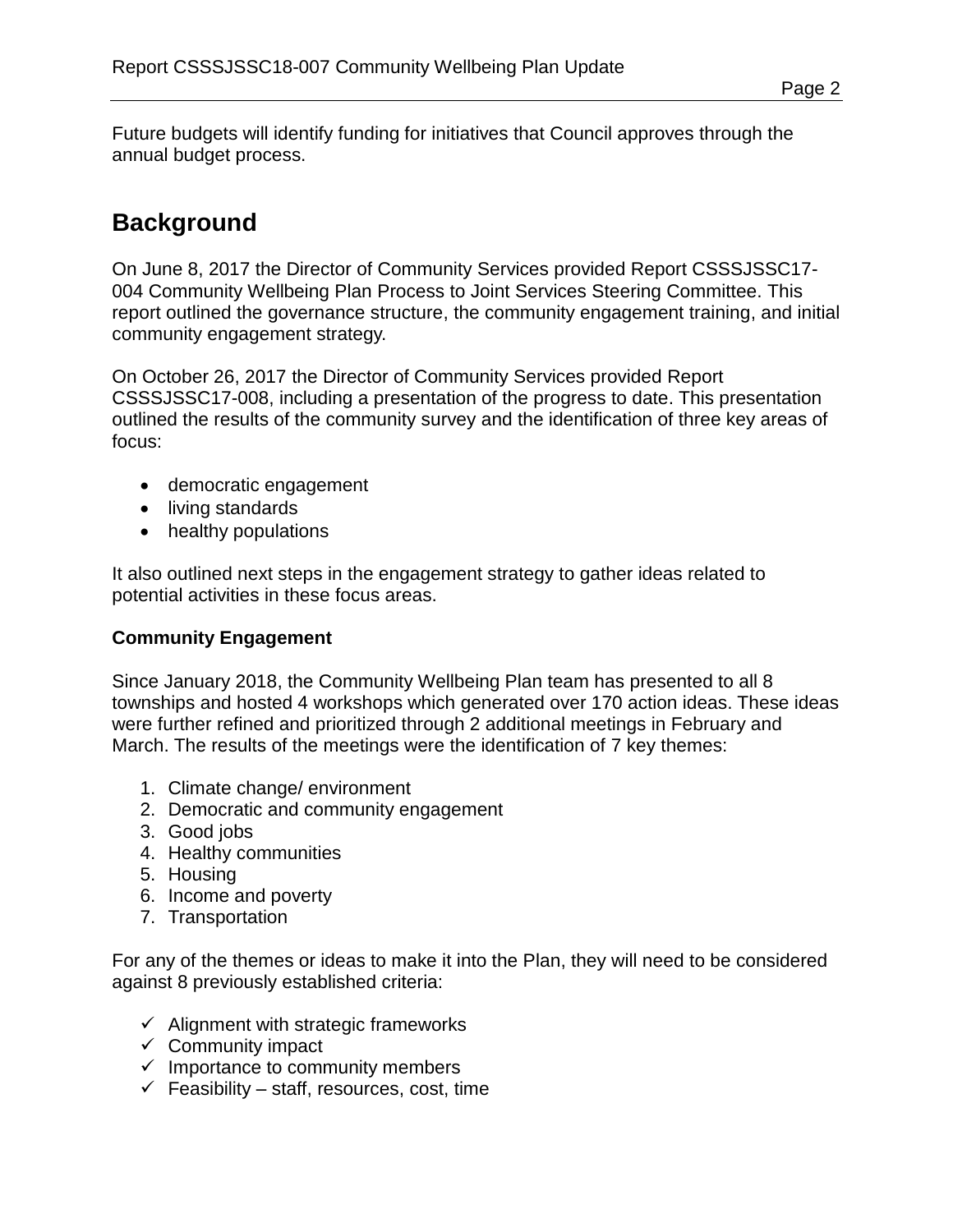Future budgets will identify funding for initiatives that Council approves through the annual budget process.

## Background

On June 8, 2017 the Director of Community Services provided Report CSSSJSSC17-004 Community Wellbeing Plan Process to Joint Services Steering Committee. This report outlined the governance structure, the community engagement training, and initial community engagement strategy.

On October 26, 2017 the Director of Community Services provided Report CSSSJSSC17-008, including a presentation of the progress to date. This presentation outlined the results of the community survey and the identification of three key areas of focus:

- democratic engagement
- living standards
- healthy populations

It also outlined next steps in the engagement strategy to gather ideas related to potential activities in these focus areas.

**Community Engagement**

Since January 2018, the Community Wellbeing Plan team has presented to all 8 townships and hosted 4 workshops which generated over 170 action ideas. These ideas were further refined and prioritized through 2 additional meetings in February and March. The results of the meetings were the identification of 7 key themes:

1. Climate change/ environment
2. Democratic and community engagement
3. Good jobs
4. Healthy communities
5. Housing
6. Income and poverty
7. Transportation

For any of the themes or ideas to make it into the Plan, they will need to be considered against 8 previously established criteria:

- ✓ Alignment with strategic frameworks
- ✓ Community impact
- ✓ Importance to community members
- ✓ Feasibility – staff, resources, cost, time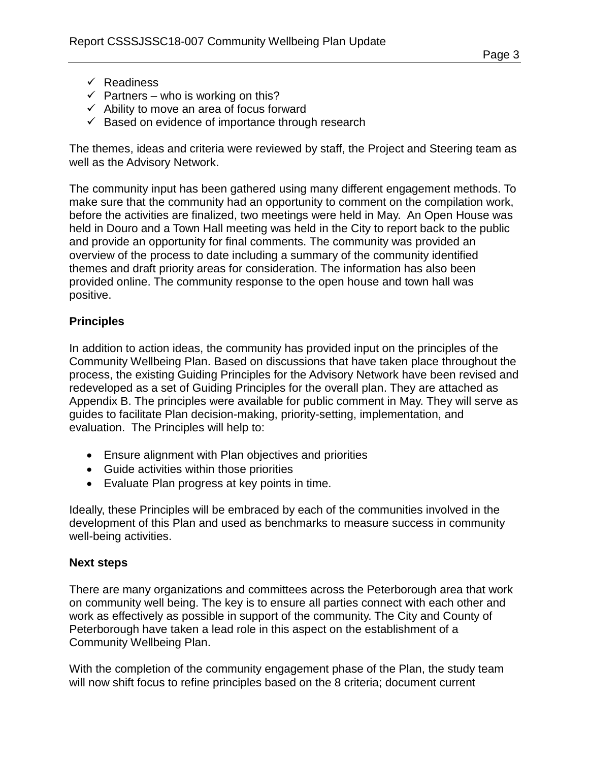- ✓ Readiness
- ✓ Partners – who is working on this?
- ✓ Ability to move an area of focus forward
- ✓ Based on evidence of importance through research

The themes, ideas and criteria were reviewed by staff, the Project and Steering team as well as the Advisory Network.

The community input has been gathered using many different engagement methods. To make sure that the community had an opportunity to comment on the compilation work, before the activities are finalized, two meetings were held in May. An Open House was held in Douro and a Town Hall meeting was held in the City to report back to the public and provide an opportunity for final comments. The community was provided an overview of the process to date including a summary of the community identified themes and draft priority areas for consideration. The information has also been provided online. The community response to the open house and town hall was positive.

**Principles**

In addition to action ideas, the community has provided input on the principles of the Community Wellbeing Plan. Based on discussions that have taken place throughout the process, the existing Guiding Principles for the Advisory Network have been revised and redeveloped as a set of Guiding Principles for the overall plan. They are attached as Appendix B. The principles were available for public comment in May. They will serve as guides to facilitate Plan decision-making, priority-setting, implementation, and evaluation. The Principles will help to:

- Ensure alignment with Plan objectives and priorities
- Guide activities within those priorities
- Evaluate Plan progress at key points in time.

Ideally, these Principles will be embraced by each of the communities involved in the development of this Plan and used as benchmarks to measure success in community well-being activities.

**Next steps**

There are many organizations and committees across the Peterborough area that work on community well being. The key is to ensure all parties connect with each other and work as effectively as possible in support of the community. The City and County of Peterborough have taken a lead role in this aspect on the establishment of a Community Wellbeing Plan.

With the completion of the community engagement phase of the Plan, the study team will now shift focus to refine principles based on the 8 criteria; document current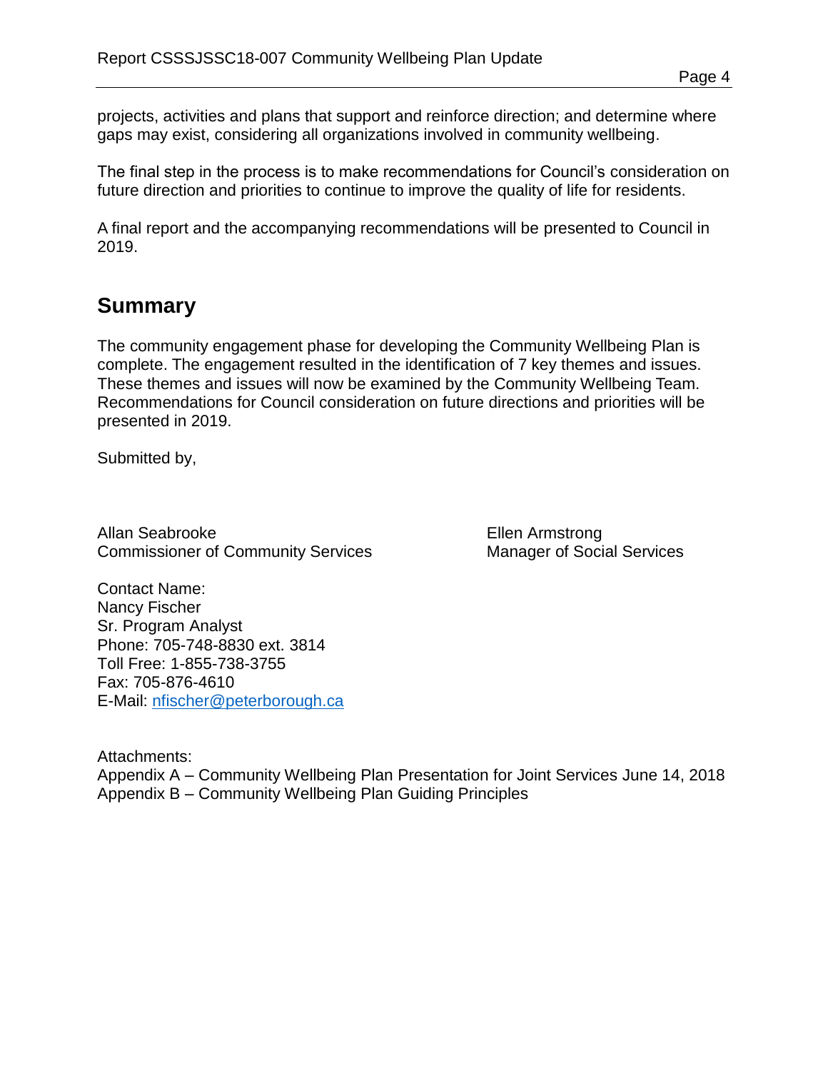projects, activities and plans that support and reinforce direction; and determine where gaps may exist, considering all organizations involved in community wellbeing.

The final step in the process is to make recommendations for Council's consideration on future direction and priorities to continue to improve the quality of life for residents.

A final report and the accompanying recommendations will be presented to Council in 2019.

## Summary

The community engagement phase for developing the Community Wellbeing Plan is complete. The engagement resulted in the identification of 7 key themes and issues. These themes and issues will now be examined by the Community Wellbeing Team. Recommendations for Council consideration on future directions and priorities will be presented in 2019.

Submitted by,

Allan Seabrooke
Commissioner of Community Services

Ellen Armstrong
Manager of Social Services

Contact Name:
Nancy Fischer
Sr. Program Analyst
Phone: 705-748-8830 ext. 3814
Toll Free: 1-855-738-3755
Fax: 705-876-4610
E-Mail: nfischer@peterborough.ca

Attachments:
Appendix A – Community Wellbeing Plan Presentation for Joint Services June 14, 2018
Appendix B – Community Wellbeing Plan Guiding Principles